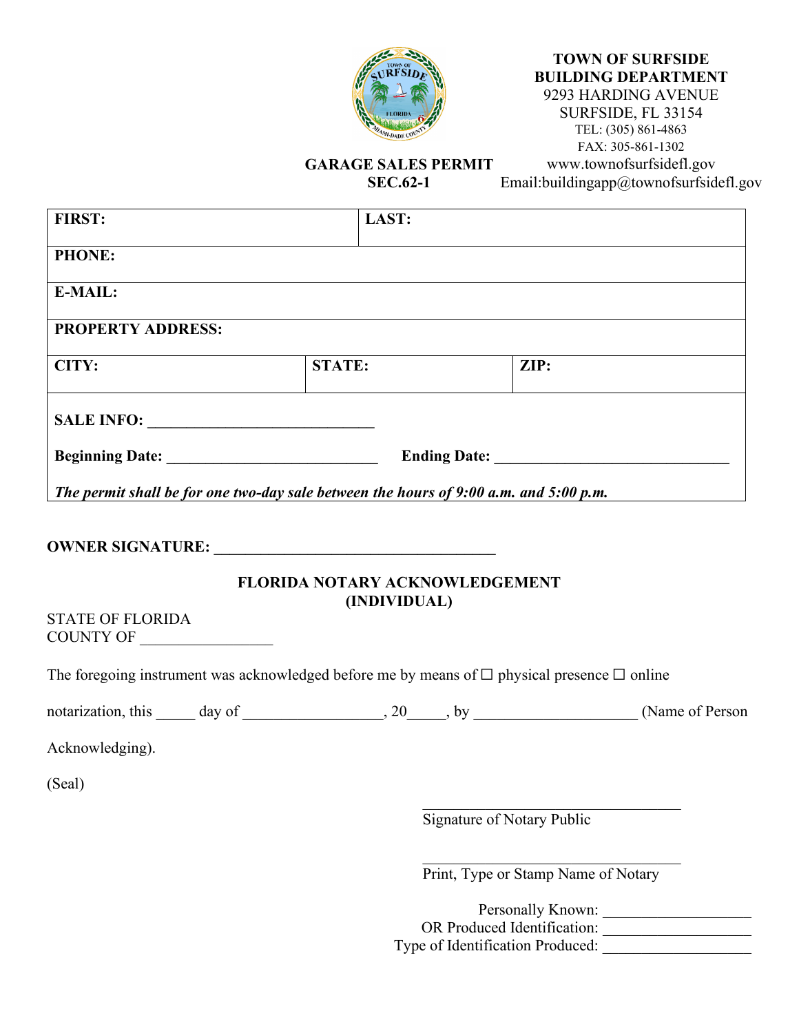**TOWN OF SURFSIDE**
**BUILDING DEPARTMENT**
9293 HARDING AVENUE
SURFSIDE, FL 33154
TEL: (305) 861-4863
FAX: 305-861-1302
www.townofsurfsidefl.gov
Email:buildingapp@townofsurfsidefl.gov

# GARAGE SALES PERMIT
## SEC.62-1

| **FIRST:** | | **LAST:** |
|---|---|---|
| **PHONE:** | | |
| **E-MAIL:** | | |
| **PROPERTY ADDRESS:** | | |
| **CITY:** | **STATE:** | **ZIP:** |

**SALE INFO:** ______________________________

**Beginning Date:** ____________________________ **Ending Date:** _______________________________

***The permit shall be for one two-day sale between the hours of 9:00 a.m. and 5:00 p.m.***

**OWNER SIGNATURE:** _____________________________________

### FLORIDA NOTARY ACKNOWLEDGEMENT (INDIVIDUAL)

STATE OF FLORIDA
COUNTY OF _________________

The foregoing instrument was acknowledged before me by means of ☐ physical presence ☐ online notarization, this _____ day of _________________, 20_____, by ____________________ (Name of Person Acknowledging).

(Seal)

_________________________________
Signature of Notary Public

_________________________________
Print, Type or Stamp Name of Notary

Personally Known: ____________________
OR Produced Identification: ____________________
Type of Identification Produced: ____________________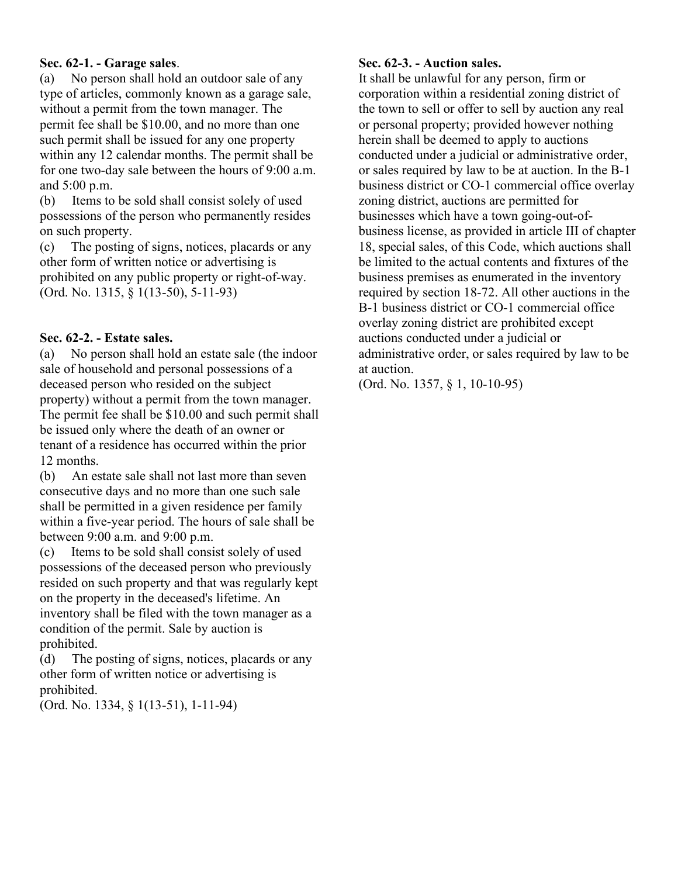**Sec. 62-1. - Garage sales**.

(a) No person shall hold an outdoor sale of any type of articles, commonly known as a garage sale, without a permit from the town manager. The permit fee shall be $10.00, and no more than one such permit shall be issued for any one property within any 12 calendar months. The permit shall be for one two-day sale between the hours of 9:00 a.m. and 5:00 p.m.

(b) Items to be sold shall consist solely of used possessions of the person who permanently resides on such property.

(c) The posting of signs, notices, placards or any other form of written notice or advertising is prohibited on any public property or right-of-way.

(Ord. No. 1315, § 1(13-50), 5-11-93)

**Sec. 62-2. - Estate sales.**

(a) No person shall hold an estate sale (the indoor sale of household and personal possessions of a deceased person who resided on the subject property) without a permit from the town manager. The permit fee shall be $10.00 and such permit shall be issued only where the death of an owner or tenant of a residence has occurred within the prior 12 months.

(b) An estate sale shall not last more than seven consecutive days and no more than one such sale shall be permitted in a given residence per family within a five-year period. The hours of sale shall be between 9:00 a.m. and 9:00 p.m.

(c) Items to be sold shall consist solely of used possessions of the deceased person who previously resided on such property and that was regularly kept on the property in the deceased's lifetime. An inventory shall be filed with the town manager as a condition of the permit. Sale by auction is prohibited.

(d) The posting of signs, notices, placards or any other form of written notice or advertising is prohibited.

(Ord. No. 1334, § 1(13-51), 1-11-94)

**Sec. 62-3. - Auction sales.**

It shall be unlawful for any person, firm or corporation within a residential zoning district of the town to sell or offer to sell by auction any real or personal property; provided however nothing herein shall be deemed to apply to auctions conducted under a judicial or administrative order, or sales required by law to be at auction. In the B-1 business district or CO-1 commercial office overlay zoning district, auctions are permitted for businesses which have a town going-out-of-business license, as provided in article III of chapter 18, special sales, of this Code, which auctions shall be limited to the actual contents and fixtures of the business premises as enumerated in the inventory required by section 18-72. All other auctions in the B-1 business district or CO-1 commercial office overlay zoning district are prohibited except auctions conducted under a judicial or administrative order, or sales required by law to be at auction.

(Ord. No. 1357, § 1, 10-10-95)